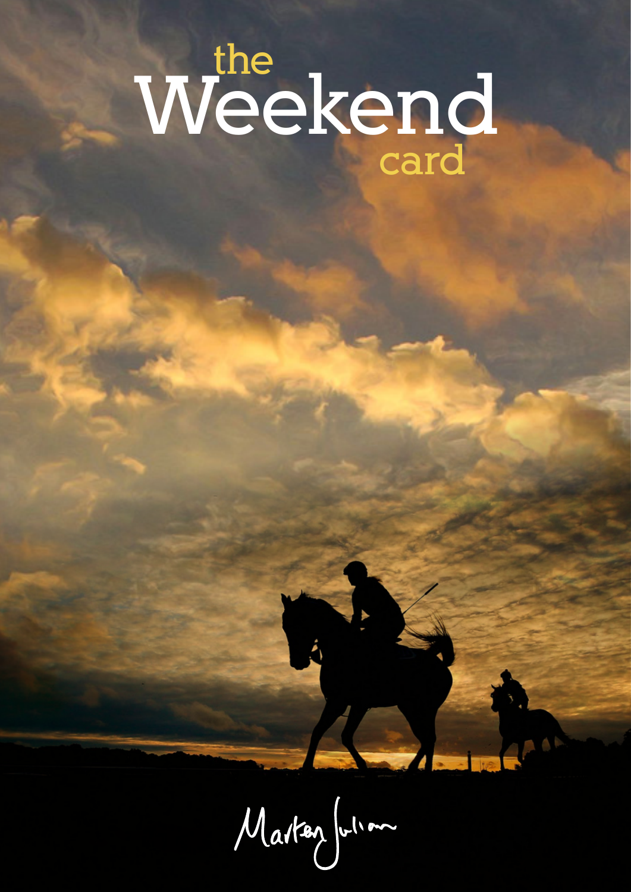# the Weekend card

Marten Julian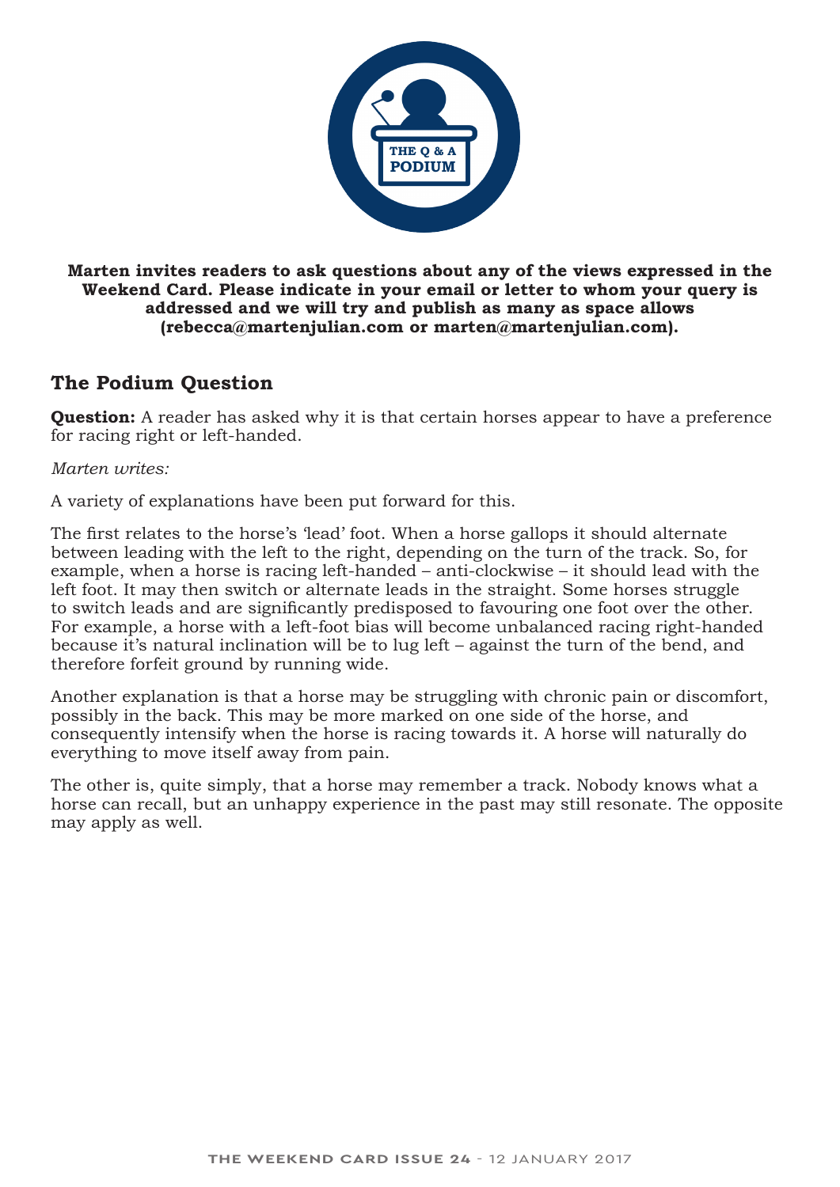**Marten invites readers to ask questions about any of the views expressed in the Weekend Card. Please indicate in your email or letter to whom your query is addressed and we will try and publish as many as space allows (rebecca@martenjulian.com or marten@martenjulian.com).**

## The Podium Question

**Question:** A reader has asked why it is that certain horses appear to have a preference for racing right or left-handed.

*Marten writes:*

A variety of explanations have been put forward for this.

The first relates to the horse's 'lead' foot. When a horse gallops it should alternate between leading with the left to the right, depending on the turn of the track. So, for example, when a horse is racing left-handed – anti-clockwise – it should lead with the left foot. It may then switch or alternate leads in the straight. Some horses struggle to switch leads and are significantly predisposed to favouring one foot over the other. For example, a horse with a left-foot bias will become unbalanced racing right-handed because it's natural inclination will be to lug left – against the turn of the bend, and therefore forfeit ground by running wide.

Another explanation is that a horse may be struggling with chronic pain or discomfort, possibly in the back. This may be more marked on one side of the horse, and consequently intensify when the horse is racing towards it. A horse will naturally do everything to move itself away from pain.

The other is, quite simply, that a horse may remember a track. Nobody knows what a horse can recall, but an unhappy experience in the past may still resonate. The opposite may apply as well.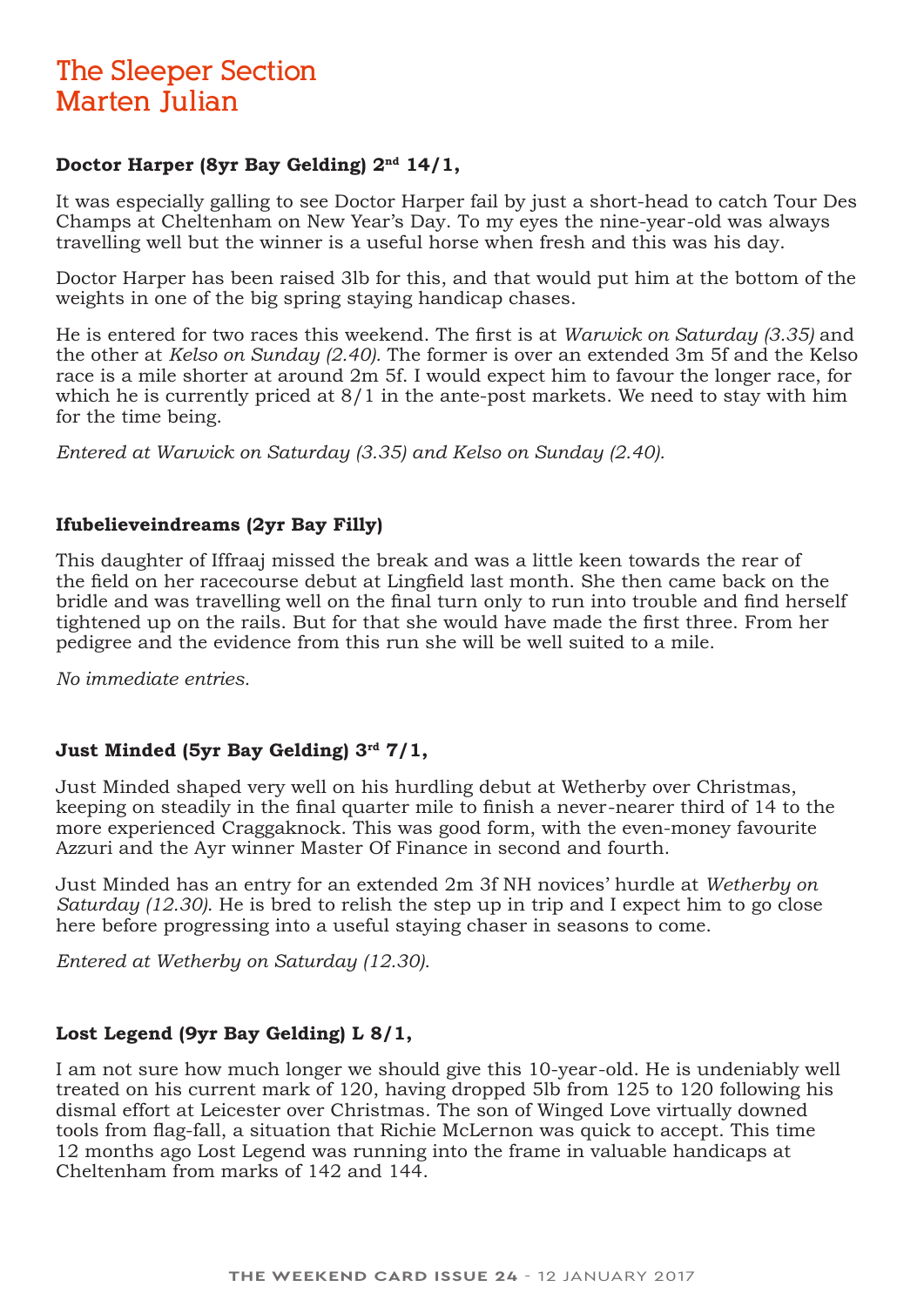# The Sleeper Section
# Marten Julian

**Doctor Harper (8yr Bay Gelding) 2nd 14/1,**

It was especially galling to see Doctor Harper fail by just a short-head to catch Tour Des Champs at Cheltenham on New Year's Day. To my eyes the nine-year-old was always travelling well but the winner is a useful horse when fresh and this was his day.

Doctor Harper has been raised 3lb for this, and that would put him at the bottom of the weights in one of the big spring staying handicap chases.

He is entered for two races this weekend. The first is at *Warwick on Saturday (3.35)* and the other at *Kelso on Sunday (2.40)*. The former is over an extended 3m 5f and the Kelso race is a mile shorter at around 2m 5f. I would expect him to favour the longer race, for which he is currently priced at 8/1 in the ante-post markets. We need to stay with him for the time being.

*Entered at Warwick on Saturday (3.35) and Kelso on Sunday (2.40).*

**Ifubelieveindreams (2yr Bay Filly)**

This daughter of Iffraaj missed the break and was a little keen towards the rear of the field on her racecourse debut at Lingfield last month. She then came back on the bridle and was travelling well on the final turn only to run into trouble and find herself tightened up on the rails. But for that she would have made the first three. From her pedigree and the evidence from this run she will be well suited to a mile.

*No immediate entries.*

**Just Minded (5yr Bay Gelding) 3rd 7/1,**

Just Minded shaped very well on his hurdling debut at Wetherby over Christmas, keeping on steadily in the final quarter mile to finish a never-nearer third of 14 to the more experienced Craggaknock. This was good form, with the even-money favourite Azzuri and the Ayr winner Master Of Finance in second and fourth.

Just Minded has an entry for an extended 2m 3f NH novices' hurdle at *Wetherby on Saturday (12.30)*. He is bred to relish the step up in trip and I expect him to go close here before progressing into a useful staying chaser in seasons to come.

*Entered at Wetherby on Saturday (12.30).*

**Lost Legend (9yr Bay Gelding) L 8/1,**

I am not sure how much longer we should give this 10-year-old. He is undeniably well treated on his current mark of 120, having dropped 5lb from 125 to 120 following his dismal effort at Leicester over Christmas. The son of Winged Love virtually downed tools from flag-fall, a situation that Richie McLernon was quick to accept. This time 12 months ago Lost Legend was running into the frame in valuable handicaps at Cheltenham from marks of 142 and 144.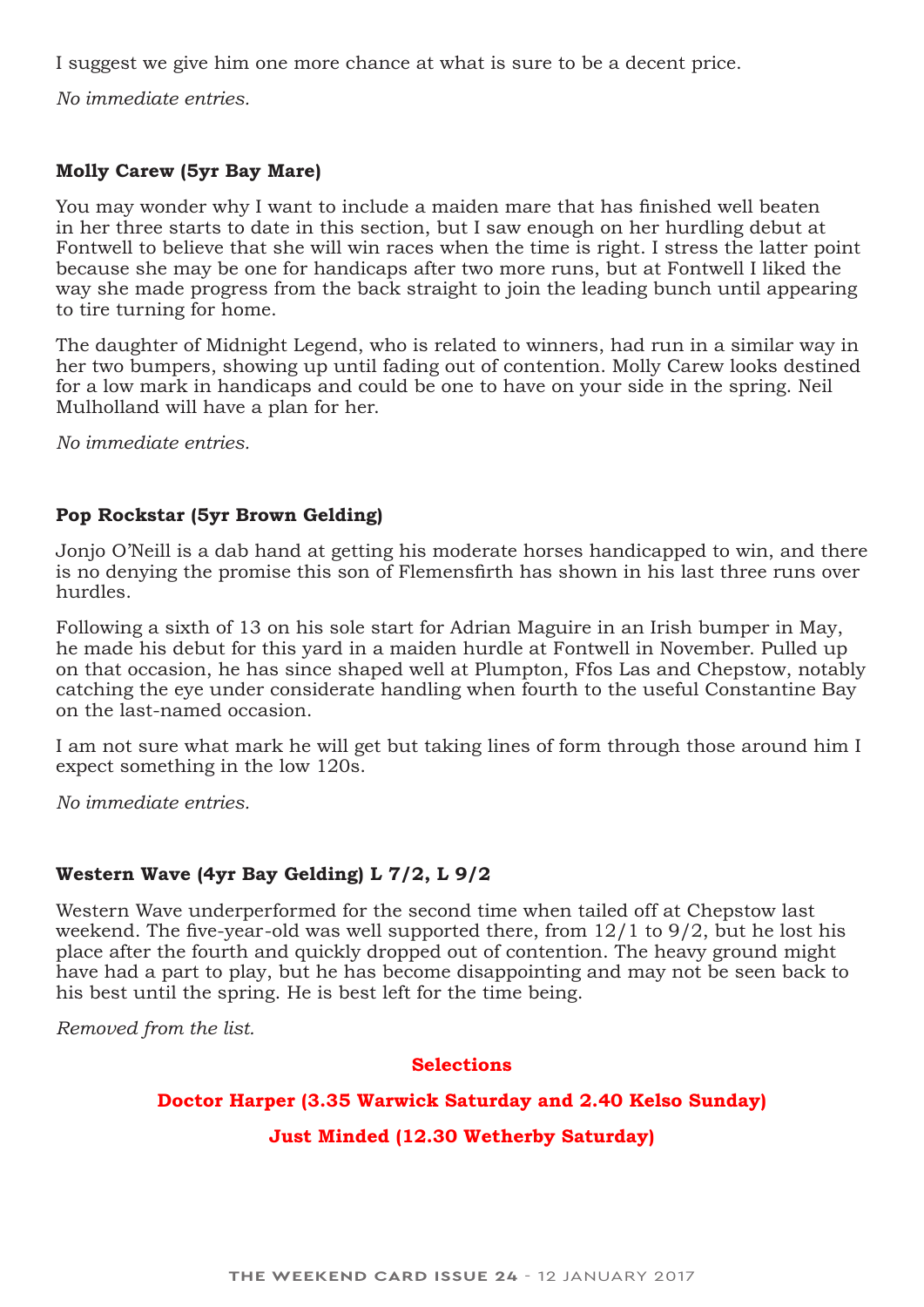I suggest we give him one more chance at what is sure to be a decent price.

*No immediate entries.*

**Molly Carew (5yr Bay Mare)**

You may wonder why I want to include a maiden mare that has finished well beaten in her three starts to date in this section, but I saw enough on her hurdling debut at Fontwell to believe that she will win races when the time is right. I stress the latter point because she may be one for handicaps after two more runs, but at Fontwell I liked the way she made progress from the back straight to join the leading bunch until appearing to tire turning for home.

The daughter of Midnight Legend, who is related to winners, had run in a similar way in her two bumpers, showing up until fading out of contention. Molly Carew looks destined for a low mark in handicaps and could be one to have on your side in the spring. Neil Mulholland will have a plan for her.

*No immediate entries.*

**Pop Rockstar (5yr Brown Gelding)**

Jonjo O'Neill is a dab hand at getting his moderate horses handicapped to win, and there is no denying the promise this son of Flemensfirth has shown in his last three runs over hurdles.

Following a sixth of 13 on his sole start for Adrian Maguire in an Irish bumper in May, he made his debut for this yard in a maiden hurdle at Fontwell in November. Pulled up on that occasion, he has since shaped well at Plumpton, Ffos Las and Chepstow, notably catching the eye under considerate handling when fourth to the useful Constantine Bay on the last-named occasion.

I am not sure what mark he will get but taking lines of form through those around him I expect something in the low 120s.

*No immediate entries.*

**Western Wave (4yr Bay Gelding) L 7/2, L 9/2**

Western Wave underperformed for the second time when tailed off at Chepstow last weekend. The five-year-old was well supported there, from 12/1 to 9/2, but he lost his place after the fourth and quickly dropped out of contention. The heavy ground might have had a part to play, but he has become disappointing and may not be seen back to his best until the spring. He is best left for the time being.

*Removed from the list.*

**Selections**

**Doctor Harper (3.35 Warwick Saturday and 2.40 Kelso Sunday)**

**Just Minded (12.30 Wetherby Saturday)**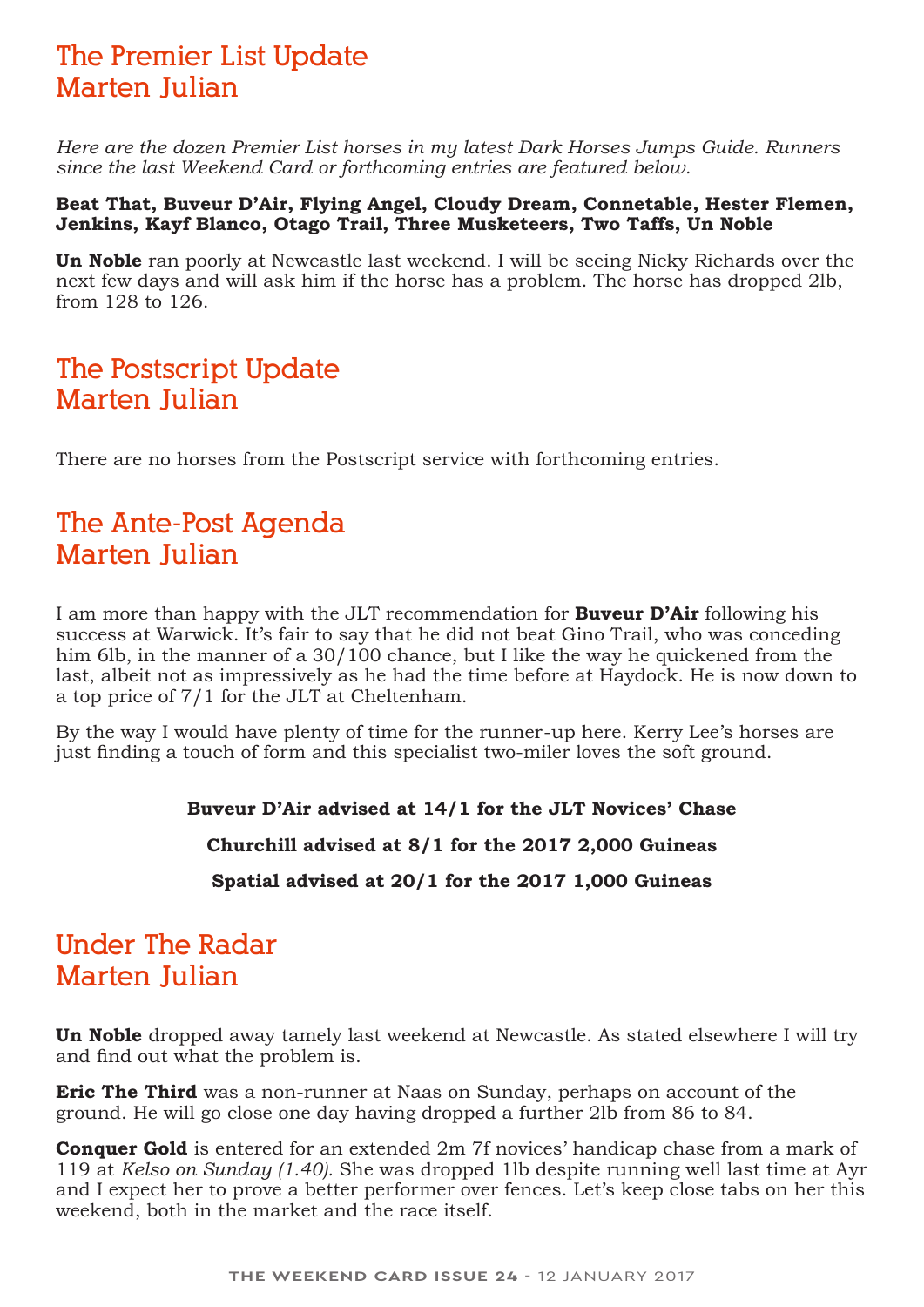## The Premier List Update
## Marten Julian

*Here are the dozen Premier List horses in my latest Dark Horses Jumps Guide. Runners since the last Weekend Card or forthcoming entries are featured below.*

**Beat That, Buveur D'Air, Flying Angel, Cloudy Dream, Connetable, Hester Flemen, Jenkins, Kayf Blanco, Otago Trail, Three Musketeers, Two Taffs, Un Noble**

**Un Noble** ran poorly at Newcastle last weekend. I will be seeing Nicky Richards over the next few days and will ask him if the horse has a problem. The horse has dropped 2lb, from 128 to 126.

## The Postscript Update
## Marten Julian

There are no horses from the Postscript service with forthcoming entries.

## The Ante-Post Agenda
## Marten Julian

I am more than happy with the JLT recommendation for **Buveur D'Air** following his success at Warwick. It's fair to say that he did not beat Gino Trail, who was conceding him 6lb, in the manner of a 30/100 chance, but I like the way he quickened from the last, albeit not as impressively as he had the time before at Haydock. He is now down to a top price of 7/1 for the JLT at Cheltenham.

By the way I would have plenty of time for the runner-up here. Kerry Lee's horses are just finding a touch of form and this specialist two-miler loves the soft ground.

**Buveur D'Air advised at 14/1 for the JLT Novices' Chase**

**Churchill advised at 8/1 for the 2017 2,000 Guineas**

**Spatial advised at 20/1 for the 2017 1,000 Guineas**

## Under The Radar
## Marten Julian

**Un Noble** dropped away tamely last weekend at Newcastle. As stated elsewhere I will try and find out what the problem is.

**Eric The Third** was a non-runner at Naas on Sunday, perhaps on account of the ground. He will go close one day having dropped a further 2lb from 86 to 84.

**Conquer Gold** is entered for an extended 2m 7f novices' handicap chase from a mark of 119 at *Kelso on Sunday (1.40).* She was dropped 1lb despite running well last time at Ayr and I expect her to prove a better performer over fences. Let's keep close tabs on her this weekend, both in the market and the race itself.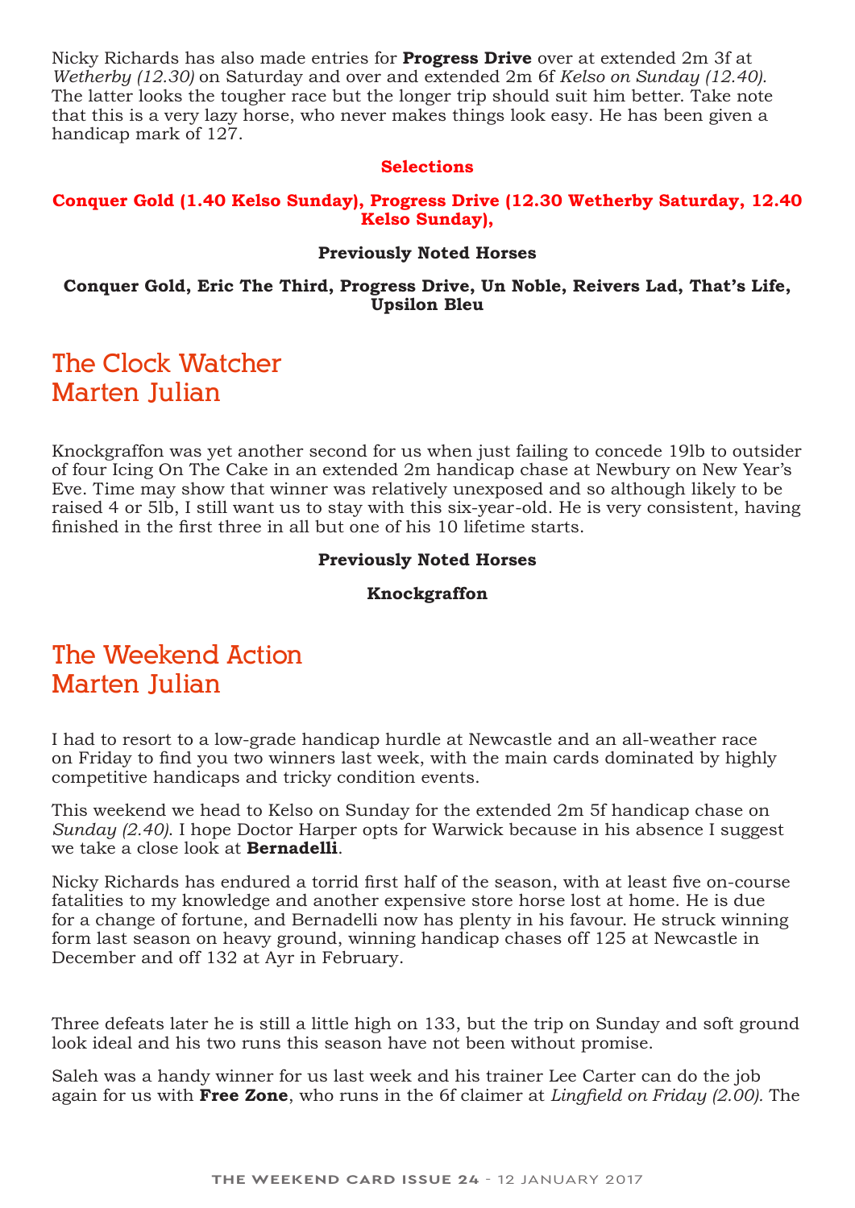Nicky Richards has also made entries for **Progress Drive** over at extended 2m 3f at *Wetherby (12.30)* on Saturday and over and extended 2m 6f *Kelso on Sunday (12.40)*. The latter looks the tougher race but the longer trip should suit him better. Take note that this is a very lazy horse, who never makes things look easy. He has been given a handicap mark of 127.

**Selections**

**Conquer Gold (1.40 Kelso Sunday), Progress Drive (12.30 Wetherby Saturday, 12.40 Kelso Sunday),**

**Previously Noted Horses**

**Conquer Gold, Eric The Third, Progress Drive, Un Noble, Reivers Lad, That's Life, Upsilon Bleu**

## The Clock Watcher
## Marten Julian

Knockgraffon was yet another second for us when just failing to concede 19lb to outsider of four Icing On The Cake in an extended 2m handicap chase at Newbury on New Year's Eve. Time may show that winner was relatively unexposed and so although likely to be raised 4 or 5lb, I still want us to stay with this six-year-old. He is very consistent, having finished in the first three in all but one of his 10 lifetime starts.

**Previously Noted Horses**

**Knockgraffon**

## The Weekend Action
## Marten Julian

I had to resort to a low-grade handicap hurdle at Newcastle and an all-weather race on Friday to find you two winners last week, with the main cards dominated by highly competitive handicaps and tricky condition events.

This weekend we head to Kelso on Sunday for the extended 2m 5f handicap chase on *Sunday (2.40)*. I hope Doctor Harper opts for Warwick because in his absence I suggest we take a close look at **Bernadelli**.

Nicky Richards has endured a torrid first half of the season, with at least five on-course fatalities to my knowledge and another expensive store horse lost at home. He is due for a change of fortune, and Bernadelli now has plenty in his favour. He struck winning form last season on heavy ground, winning handicap chases off 125 at Newcastle in December and off 132 at Ayr in February.

Three defeats later he is still a little high on 133, but the trip on Sunday and soft ground look ideal and his two runs this season have not been without promise.

Saleh was a handy winner for us last week and his trainer Lee Carter can do the job again for us with **Free Zone**, who runs in the 6f claimer at *Lingfield on Friday (2.00)*. The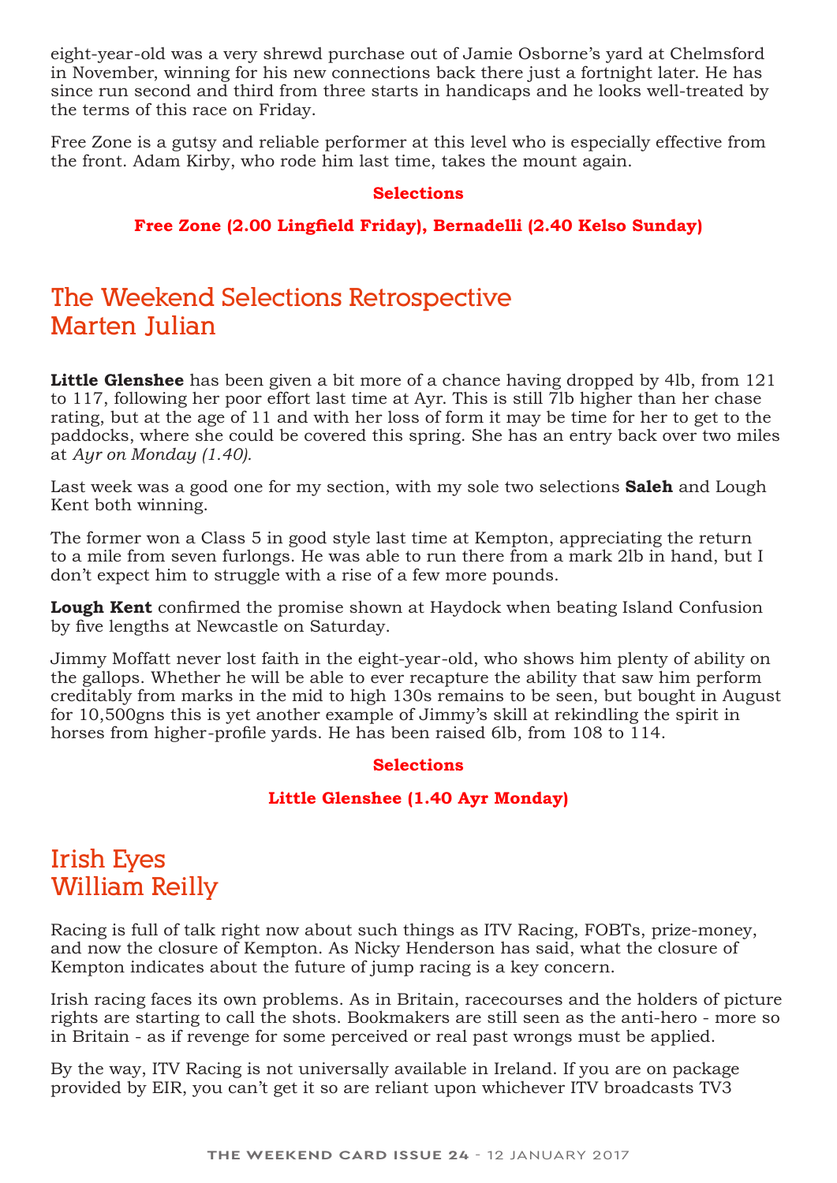eight-year-old was a very shrewd purchase out of Jamie Osborne's yard at Chelmsford in November, winning for his new connections back there just a fortnight later. He has since run second and third from three starts in handicaps and he looks well-treated by the terms of this race on Friday.

Free Zone is a gutsy and reliable performer at this level who is especially effective from the front. Adam Kirby, who rode him last time, takes the mount again.

**Selections**

**Free Zone (2.00 Lingfield Friday), Bernadelli (2.40 Kelso Sunday)**

## The Weekend Selections Retrospective
## Marten Julian

**Little Glenshee** has been given a bit more of a chance having dropped by 4lb, from 121 to 117, following her poor effort last time at Ayr. This is still 7lb higher than her chase rating, but at the age of 11 and with her loss of form it may be time for her to get to the paddocks, where she could be covered this spring. She has an entry back over two miles at *Ayr on Monday (1.40).*

Last week was a good one for my section, with my sole two selections **Saleh** and Lough Kent both winning.

The former won a Class 5 in good style last time at Kempton, appreciating the return to a mile from seven furlongs. He was able to run there from a mark 2lb in hand, but I don't expect him to struggle with a rise of a few more pounds.

**Lough Kent** confirmed the promise shown at Haydock when beating Island Confusion by five lengths at Newcastle on Saturday.

Jimmy Moffatt never lost faith in the eight-year-old, who shows him plenty of ability on the gallops. Whether he will be able to ever recapture the ability that saw him perform creditably from marks in the mid to high 130s remains to be seen, but bought in August for 10,500gns this is yet another example of Jimmy's skill at rekindling the spirit in horses from higher-profile yards. He has been raised 6lb, from 108 to 114.

**Selections**

**Little Glenshee (1.40 Ayr Monday)**

## Irish Eyes
## William Reilly

Racing is full of talk right now about such things as ITV Racing, FOBTs, prize-money, and now the closure of Kempton. As Nicky Henderson has said, what the closure of Kempton indicates about the future of jump racing is a key concern.

Irish racing faces its own problems. As in Britain, racecourses and the holders of picture rights are starting to call the shots. Bookmakers are still seen as the anti-hero - more so in Britain - as if revenge for some perceived or real past wrongs must be applied.

By the way, ITV Racing is not universally available in Ireland. If you are on package provided by EIR, you can't get it so are reliant upon whichever ITV broadcasts TV3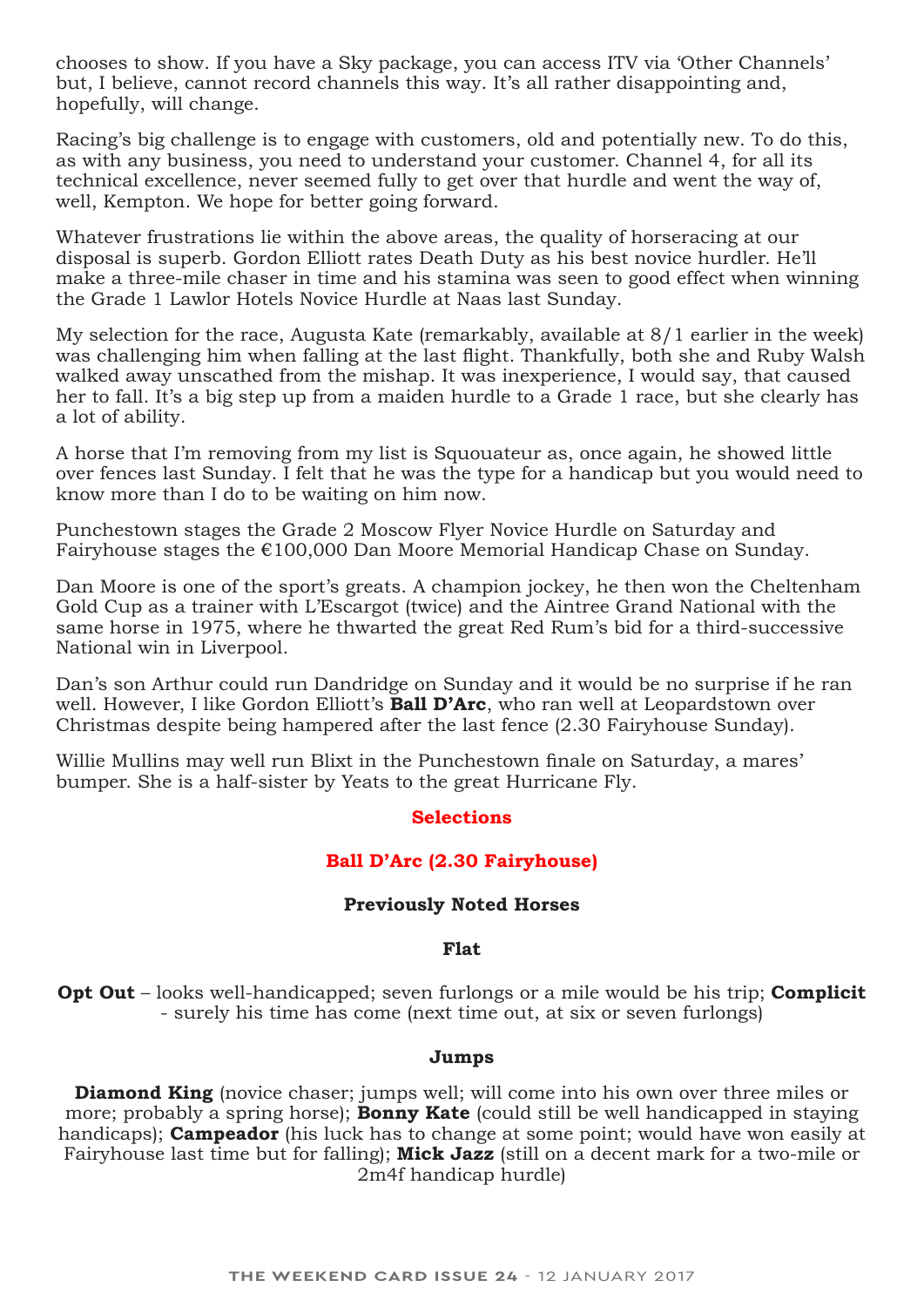chooses to show. If you have a Sky package, you can access ITV via 'Other Channels' but, I believe, cannot record channels this way. It's all rather disappointing and, hopefully, will change.

Racing's big challenge is to engage with customers, old and potentially new. To do this, as with any business, you need to understand your customer. Channel 4, for all its technical excellence, never seemed fully to get over that hurdle and went the way of, well, Kempton. We hope for better going forward.

Whatever frustrations lie within the above areas, the quality of horseracing at our disposal is superb. Gordon Elliott rates Death Duty as his best novice hurdler. He'll make a three-mile chaser in time and his stamina was seen to good effect when winning the Grade 1 Lawlor Hotels Novice Hurdle at Naas last Sunday.

My selection for the race, Augusta Kate (remarkably, available at 8/1 earlier in the week) was challenging him when falling at the last flight. Thankfully, both she and Ruby Walsh walked away unscathed from the mishap. It was inexperience, I would say, that caused her to fall. It's a big step up from a maiden hurdle to a Grade 1 race, but she clearly has a lot of ability.

A horse that I'm removing from my list is Squouateur as, once again, he showed little over fences last Sunday. I felt that he was the type for a handicap but you would need to know more than I do to be waiting on him now.

Punchestown stages the Grade 2 Moscow Flyer Novice Hurdle on Saturday and Fairyhouse stages the €100,000 Dan Moore Memorial Handicap Chase on Sunday.

Dan Moore is one of the sport's greats. A champion jockey, he then won the Cheltenham Gold Cup as a trainer with L'Escargot (twice) and the Aintree Grand National with the same horse in 1975, where he thwarted the great Red Rum's bid for a third-successive National win in Liverpool.

Dan's son Arthur could run Dandridge on Sunday and it would be no surprise if he ran well. However, I like Gordon Elliott's **Ball D'Arc**, who ran well at Leopardstown over Christmas despite being hampered after the last fence (2.30 Fairyhouse Sunday).

Willie Mullins may well run Blixt in the Punchestown finale on Saturday, a mares' bumper. She is a half-sister by Yeats to the great Hurricane Fly.

## Selections

**Ball D'Arc (2.30 Fairyhouse)**

### Previously Noted Horses

#### Flat

**Opt Out** – looks well-handicapped; seven furlongs or a mile would be his trip; **Complicit** - surely his time has come (next time out, at six or seven furlongs)

#### Jumps

**Diamond King** (novice chaser; jumps well; will come into his own over three miles or more; probably a spring horse); **Bonny Kate** (could still be well handicapped in staying handicaps); **Campeador** (his luck has to change at some point; would have won easily at Fairyhouse last time but for falling); **Mick Jazz** (still on a decent mark for a two-mile or 2m4f handicap hurdle)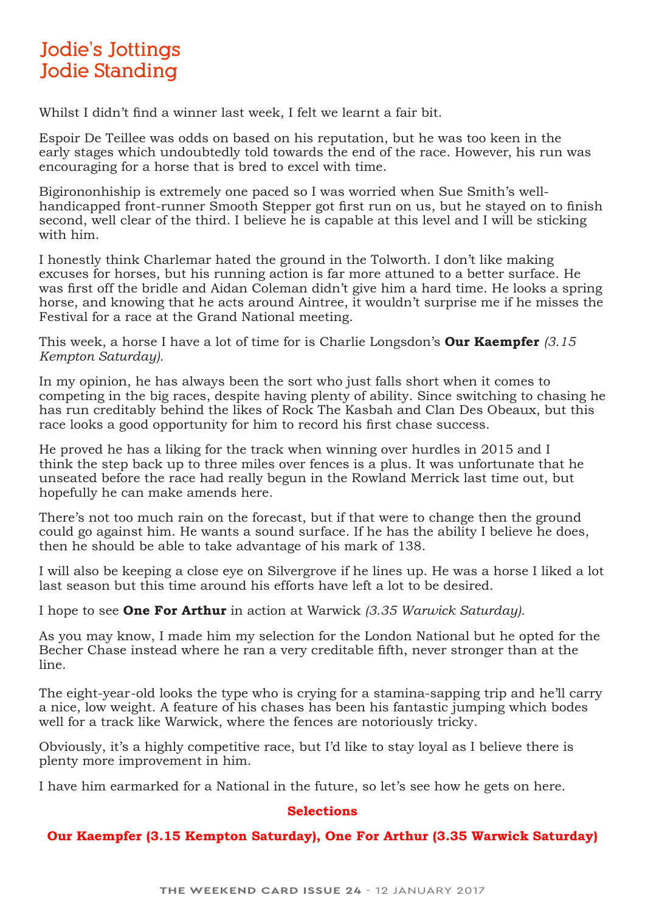# Jodie's Jottings
# Jodie Standing

Whilst I didn't find a winner last week, I felt we learnt a fair bit.

Espoir De Teillee was odds on based on his reputation, but he was too keen in the early stages which undoubtedly told towards the end of the race. However, his run was encouraging for a horse that is bred to excel with time.

Bigirononhiship is extremely one paced so I was worried when Sue Smith's well-handicapped front-runner Smooth Stepper got first run on us, but he stayed on to finish second, well clear of the third. I believe he is capable at this level and I will be sticking with him.

I honestly think Charlemar hated the ground in the Tolworth. I don't like making excuses for horses, but his running action is far more attuned to a better surface. He was first off the bridle and Aidan Coleman didn't give him a hard time. He looks a spring horse, and knowing that he acts around Aintree, it wouldn't surprise me if he misses the Festival for a race at the Grand National meeting.

This week, a horse I have a lot of time for is Charlie Longsdon's **Our Kaempfer** *(3.15 Kempton Saturday).*

In my opinion, he has always been the sort who just falls short when it comes to competing in the big races, despite having plenty of ability. Since switching to chasing he has run creditably behind the likes of Rock The Kasbah and Clan Des Obeaux, but this race looks a good opportunity for him to record his first chase success.

He proved he has a liking for the track when winning over hurdles in 2015 and I think the step back up to three miles over fences is a plus. It was unfortunate that he unseated before the race had really begun in the Rowland Merrick last time out, but hopefully he can make amends here.

There's not too much rain on the forecast, but if that were to change then the ground could go against him. He wants a sound surface. If he has the ability I believe he does, then he should be able to take advantage of his mark of 138.

I will also be keeping a close eye on Silvergrove if he lines up. He was a horse I liked a lot last season but this time around his efforts have left a lot to be desired.

I hope to see **One For Arthur** in action at Warwick *(3.35 Warwick Saturday).*

As you may know, I made him my selection for the London National but he opted for the Becher Chase instead where he ran a very creditable fifth, never stronger than at the line.

The eight-year-old looks the type who is crying for a stamina-sapping trip and he'll carry a nice, low weight. A feature of his chases has been his fantastic jumping which bodes well for a track like Warwick, where the fences are notoriously tricky.

Obviously, it's a highly competitive race, but I'd like to stay loyal as I believe there is plenty more improvement in him.

I have him earmarked for a National in the future, so let's see how he gets on here.

**Selections**

**Our Kaempfer (3.15 Kempton Saturday), One For Arthur (3.35 Warwick Saturday)**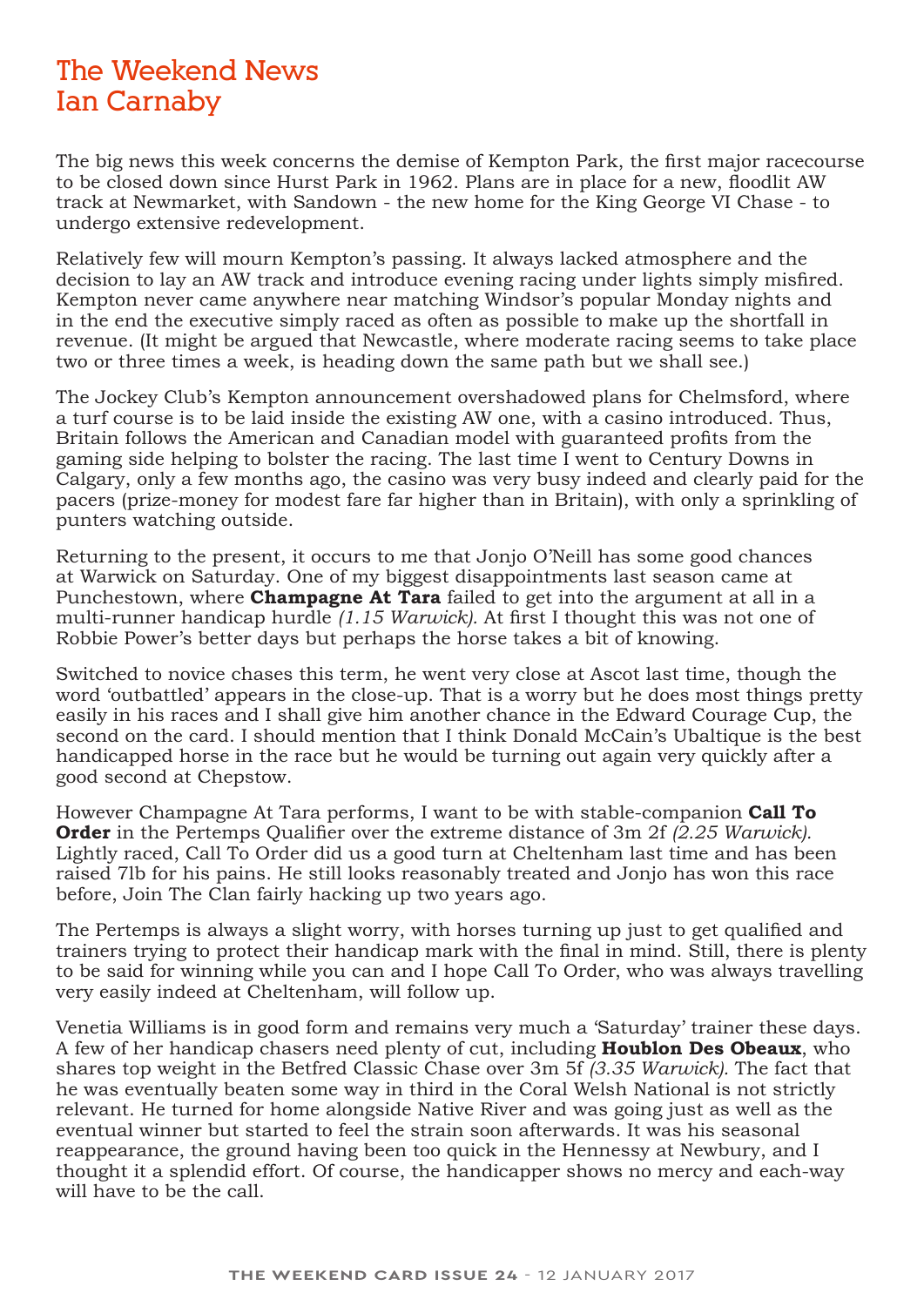# The Weekend News
## Ian Carnaby

The big news this week concerns the demise of Kempton Park, the first major racecourse to be closed down since Hurst Park in 1962. Plans are in place for a new, floodlit AW track at Newmarket, with Sandown - the new home for the King George VI Chase - to undergo extensive redevelopment.

Relatively few will mourn Kempton's passing. It always lacked atmosphere and the decision to lay an AW track and introduce evening racing under lights simply misfired. Kempton never came anywhere near matching Windsor's popular Monday nights and in the end the executive simply raced as often as possible to make up the shortfall in revenue. (It might be argued that Newcastle, where moderate racing seems to take place two or three times a week, is heading down the same path but we shall see.)

The Jockey Club's Kempton announcement overshadowed plans for Chelmsford, where a turf course is to be laid inside the existing AW one, with a casino introduced. Thus, Britain follows the American and Canadian model with guaranteed profits from the gaming side helping to bolster the racing. The last time I went to Century Downs in Calgary, only a few months ago, the casino was very busy indeed and clearly paid for the pacers (prize-money for modest fare far higher than in Britain), with only a sprinkling of punters watching outside.

Returning to the present, it occurs to me that Jonjo O'Neill has some good chances at Warwick on Saturday. One of my biggest disappointments last season came at Punchestown, where **Champagne At Tara** failed to get into the argument at all in a multi-runner handicap hurdle *(1.15 Warwick)*. At first I thought this was not one of Robbie Power's better days but perhaps the horse takes a bit of knowing.

Switched to novice chases this term, he went very close at Ascot last time, though the word 'outbattled' appears in the close-up. That is a worry but he does most things pretty easily in his races and I shall give him another chance in the Edward Courage Cup, the second on the card. I should mention that I think Donald McCain's Ubaltique is the best handicapped horse in the race but he would be turning out again very quickly after a good second at Chepstow.

However Champagne At Tara performs, I want to be with stable-companion **Call To Order** in the Pertemps Qualifier over the extreme distance of 3m 2f *(2.25 Warwick)*. Lightly raced, Call To Order did us a good turn at Cheltenham last time and has been raised 7lb for his pains. He still looks reasonably treated and Jonjo has won this race before, Join The Clan fairly hacking up two years ago.

The Pertemps is always a slight worry, with horses turning up just to get qualified and trainers trying to protect their handicap mark with the final in mind. Still, there is plenty to be said for winning while you can and I hope Call To Order, who was always travelling very easily indeed at Cheltenham, will follow up.

Venetia Williams is in good form and remains very much a 'Saturday' trainer these days. A few of her handicap chasers need plenty of cut, including **Houblon Des Obeaux**, who shares top weight in the Betfred Classic Chase over 3m 5f *(3.35 Warwick)*. The fact that he was eventually beaten some way in third in the Coral Welsh National is not strictly relevant. He turned for home alongside Native River and was going just as well as the eventual winner but started to feel the strain soon afterwards. It was his seasonal reappearance, the ground having been too quick in the Hennessy at Newbury, and I thought it a splendid effort. Of course, the handicapper shows no mercy and each-way will have to be the call.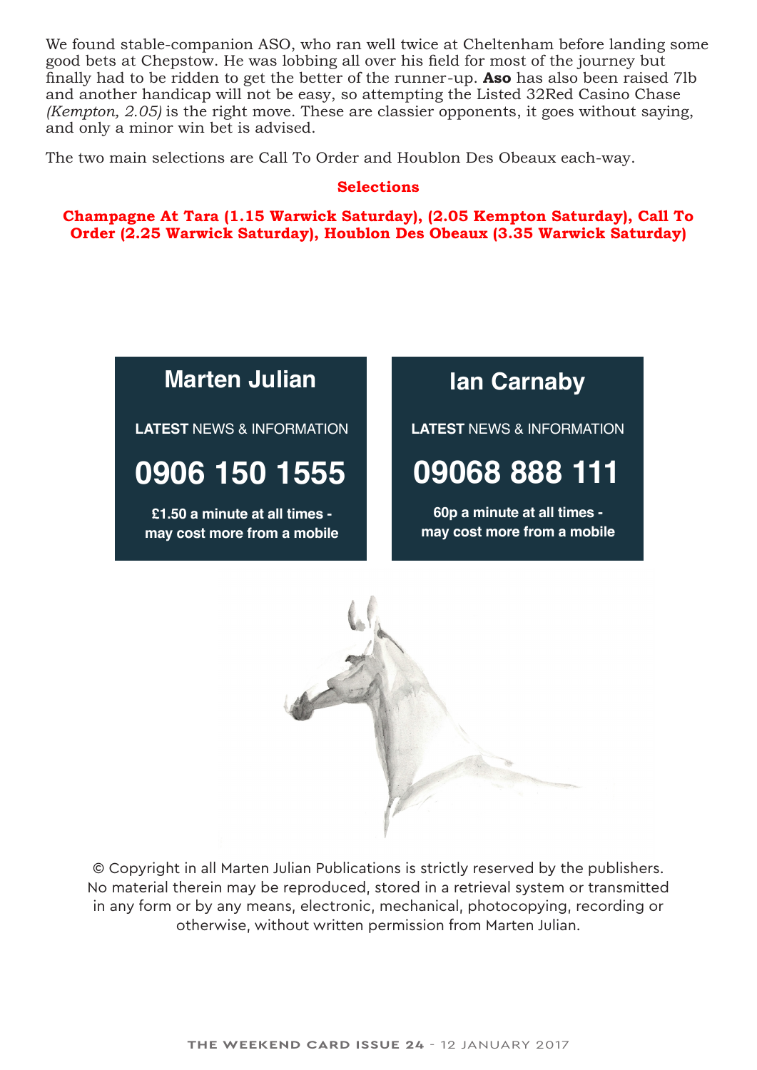We found stable-companion ASO, who ran well twice at Cheltenham before landing some good bets at Chepstow. He was lobbing all over his field for most of the journey but finally had to be ridden to get the better of the runner-up. **Aso** has also been raised 7lb and another handicap will not be easy, so attempting the Listed 32Red Casino Chase *(Kempton, 2.05)* is the right move. These are classier opponents, it goes without saying, and only a minor win bet is advised.

The two main selections are Call To Order and Houblon Des Obeaux each-way.

**Selections**

**Champagne At Tara (1.15 Warwick Saturday), (2.05 Kempton Saturday), Call To Order (2.25 Warwick Saturday), Houblon Des Obeaux (3.35 Warwick Saturday)**

**Marten Julian**

**LATEST** NEWS & INFORMATION

**0906 150 1555**

**£1.50 a minute at all times - may cost more from a mobile**

**Ian Carnaby**

**LATEST** NEWS & INFORMATION

**09068 888 111**

**60p a minute at all times - may cost more from a mobile**

© Copyright in all Marten Julian Publications is strictly reserved by the publishers. No material therein may be reproduced, stored in a retrieval system or transmitted in any form or by any means, electronic, mechanical, photocopying, recording or otherwise, without written permission from Marten Julian.